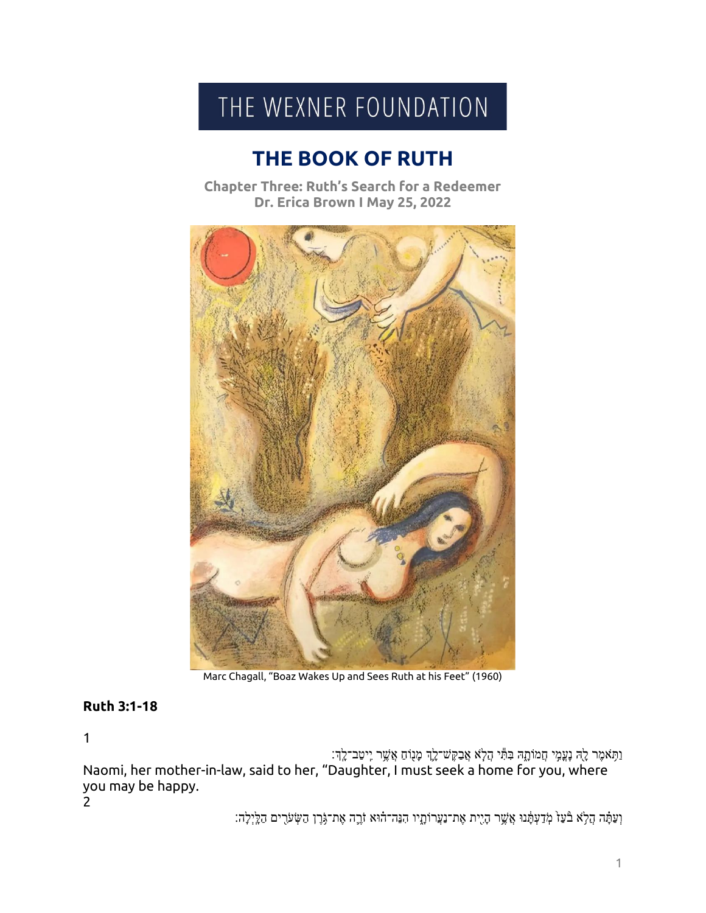THE WEXNER FOUNDATION

# THE BOOK OF RUTH

**Chapter Three: Ruth's Search for a Redeemer**
**Dr. Erica Brown I May 25, 2022**

Marc Chagall, "Boaz Wakes Up and Sees Ruth at his Feet" (1960)

**Ruth 3:1-18**

1

וַתֹּ֥אמֶר לָ֖הּ נָעֳמִ֣י חֲמוֹתָ֑הּ בִּתִּ֗י הֲלֹ֧א אֲבַקֶּשׁ־לָ֛ךְ מָנ֖וֹחַ אֲשֶׁ֥ר יִֽיטַב־לָֽךְ׃

Naomi, her mother-in-law, said to her, "Daughter, I must seek a home for you, where you may be happy.

2

וְעַתָּ֗ה הֲלֹ֥א בֹ֙עַז֙ מֹֽדַעְתָּ֔נוּ אֲשֶׁ֥ר הָיִ֖ית אֶת־נַעֲרוֹתָ֑יו הִנֵּה־ה֗וּא זֹרֶ֛ה אֶת־גֹּ֥רֶן הַשְּׂעֹרִ֖ים הַלָּֽיְלָה׃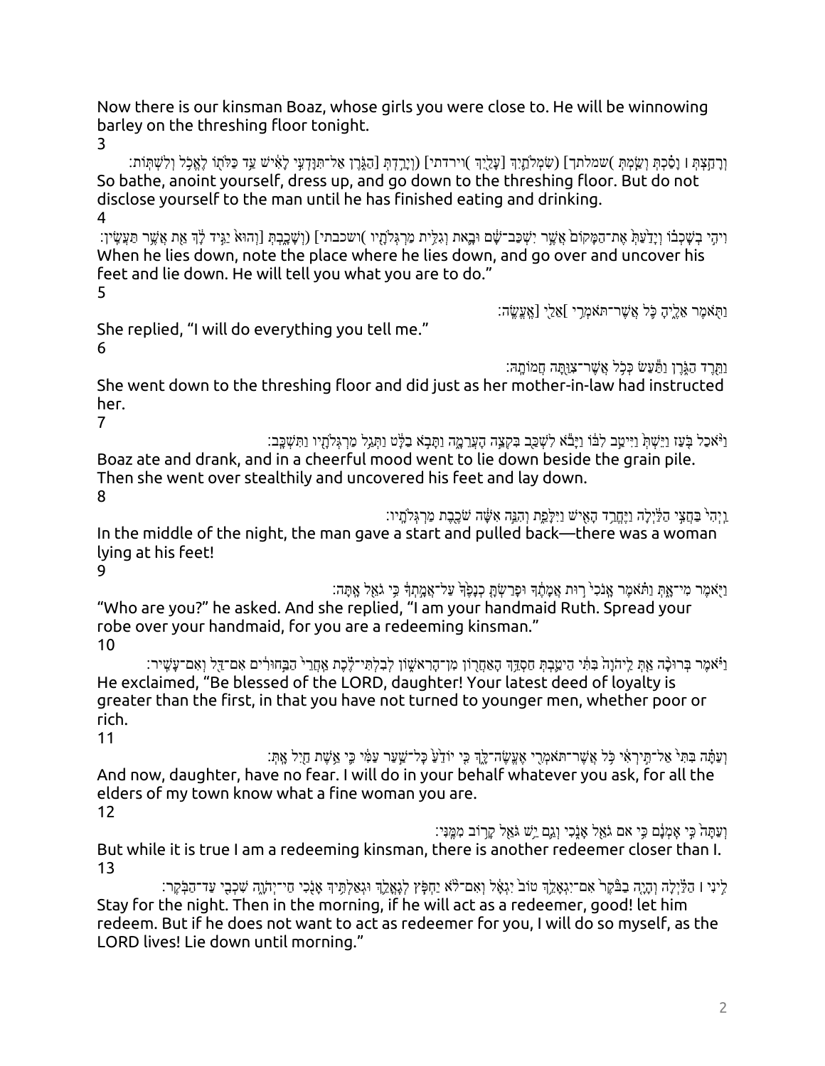Now there is our kinsman Boaz, whose girls you were close to. He will be winnowing barley on the threshing floor tonight.

3

וְרָחַצְתְּ ׀ וָסַכְתְּ וְשַׂמְתְּ )שמלתך] (שִׂמְלֹתֵ֥יִךְ [עָלַ֖יִךְ )וירדתי] (וְיָרַ֣דְתְּ [הַגֹּ֑רֶן אַל־תִּוָּדְעִ֣י לָאִ֔ישׁ עַ֥ד כַּלֹּת֖וֹ לֶאֱכֹ֥ל וְלִשְׁתּֽוֹת׃

So bathe, anoint yourself, dress up, and go down to the threshing floor. But do not disclose yourself to the man until he has finished eating and drinking.

4

וִיהִ֣י בְשָׁכְב֗וֹ וְיָדַ֙עַתְּ֙ אֶת־הַמָּק֙וֹם֙ אֲשֶׁ֣ר יִשְׁכַּב־שָׁ֔ם וּבָ֛את וְגִלִּ֥ית מַרְגְּלֹתָ֖יו )ושכבתי] (וְשָׁכָ֑בְתְּ [וְהוּא֙ יַגִּ֣יד לָ֔ךְ אֵ֖ת אֲשֶׁ֥ר תַּעֲשִֽׂין׃

When he lies down, note the place where he lies down, and go over and uncover his feet and lie down. He will tell you what you are to do."

5

וַתֹּ֖אמֶר אֵלֶ֑יהָ כֹּ֛ל אֲשֶׁר־תֹּאמְרִ֥י ]אֵלַ֖י [אֶֽעֱשֶֽׂה׃

She replied, "I will do everything you tell me."

6

וַתֵּ֖רֶד הַגֹּ֑רֶן וַתַּ֕עַשׂ כְּכֹ֥ל אֲשֶׁר־צִוַּ֖תָּה חֲמוֹתָֽהּ׃

She went down to the threshing floor and did just as her mother-in-law had instructed her.

7

וַיֹּ֨אכַל בֹּ֤עַז וַיֵּשְׁתְּ֙ וַיִּיטַ֣ב לִבּ֔וֹ וַיָּבֹ֕א לִשְׁכַּ֖ב בִּקְצֵ֣ה הָעֲרֵמָ֑ה וַתָּבֹ֣א בַלָּ֔ט וַתְּגַ֥ל מַרְגְּלֹתָ֖יו וַתִּשְׁכָּֽב׃

Boaz ate and drank, and in a cheerful mood went to lie down beside the grain pile. Then she went over stealthily and uncovered his feet and lay down.

8

וַיְהִי֙ בַּחֲצִ֣י הַלַּ֔יְלָה וַיֶּחֱרַ֥ד הָאִ֖ישׁ וַיִּלָּפֵ֑ת וְהִנֵּ֣ה אִשָּׁ֔ה שֹׁכֶ֖בֶת מַרְגְּלֹתָֽיו׃

In the middle of the night, the man gave a start and pulled back—there was a woman lying at his feet!

9

וַיֹּ֖אמֶר מִי־אָ֑תְּ וַתֹּ֗אמֶר אָנֹכִי֙ ר֣וּת אֲמָתֶ֔ךָ וּפָרַשְׂתָּ֤ כְנָפֶ֙ךָ֙ עַל־אֲמָ֣תְךָ֔ כִּ֥י גֹאֵ֖ל אָֽתָּה׃

"Who are you?" he asked. And she replied, "I am your handmaid Ruth. Spread your robe over your handmaid, for you are a redeeming kinsman."

10

וַיֹּ֗אמֶר בְּרוּכָ֨ה אַ֤תְּ לַֽיהוָה֙ בִּתִּ֔י הֵיטַ֛בְתְּ חַסְדֵּ֥ךְ הָאַחֲר֖וֹן מִן־הָרִאשׁ֑וֹן לְבִלְתִּי־לֶ֗כֶת אַֽחֲרֵי֙ הַבַּ֣חוּרִ֔ים אִם־דַּ֖ל וְאִם־עָשִֽׁיר׃

He exclaimed, "Be blessed of the LORD, daughter! Your latest deed of loyalty is greater than the first, in that you have not turned to younger men, whether poor or rich.

11

וְעַתָּ֗ה בִּתִּי֙ אַל־תִּ֣ירְאִ֔י כֹּ֥ל אֲשֶׁר־תֹּאמְרִ֖י אֶֽעֱשֶׂה־לָּ֑ךְ כִּ֤י יוֹדֵ֙עַ֙ כָּל־שַׁ֣עַר עַמִּ֔י כִּ֛י אֵ֥שֶׁת חַ֖יִל אָֽתְּ׃

And now, daughter, have no fear. I will do in your behalf whatever you ask, for all the elders of my town know what a fine woman you are.

12

וְעַתָּה֙ כִּ֣י אָמְנָ֔ם כִּ֥י אם גֹאֵ֖ל אָנֹ֑כִי וְגַ֛ם יֵ֥שׁ גֹּאֵ֖ל קָר֥וֹב מִמֶּֽנִּי׃

But while it is true I am a redeeming kinsman, there is another redeemer closer than I.

13

לִ֣ינִי ׀ הַלַּ֗יְלָה וְהָיָ֤ה בַבֹּ֙קֶר֙ אִם־יִגְאָלֵ֥ךְ טוֹב֙ יִגְאָ֔ל וְאִם־לֹ֨א יַחְפֹּ֧ץ לְגָֽאֳלֵ֛ךְ וּגְאַלְתִּ֥יךְ אָנֹ֖כִי חַי־יְהוָ֑ה שִׁכְבִ֖י עַד־הַבֹּֽקֶר׃

Stay for the night. Then in the morning, if he will act as a redeemer, good! let him redeem. But if he does not want to act as redeemer for you, I will do so myself, as the LORD lives! Lie down until morning."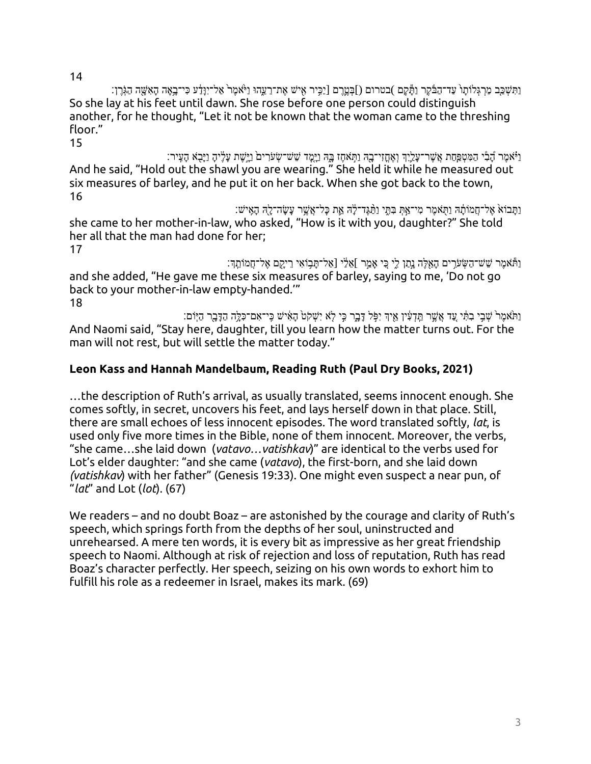14

וַתִּשְׁכַּב מַרְגְּלוֹתָו֙ עַד־הַבֹּ֔קֶר וַתָּ֕קָם )בטרום ()בְּטֶ֛רֶם [יַכִּ֥יר אִ֖ישׁ אֶת־רֵעֵ֑הוּ וַיֹּ֙אמֶר֙ אַל־יִוָּדַ֔ע כִּי־בָ֥אָה הָאִשָּׁ֖ה הַגֹּֽרֶן׃

So she lay at his feet until dawn. She rose before one person could distinguish another, for he thought, "Let it not be known that the woman came to the threshing floor."

15

וַיֹּ֗אמֶר הָ֠בִי הַמִּטְפַּ֨חַת אֲשֶׁר־עָלַ֧יִךְ וְאֶֽחֳזִי־בָ֖הּ וַתֹּ֣אחֶז בָּ֑הּ וַיָּ֤מָד שֵׁשׁ־שְׂעֹרִים֙ וַיָּ֣שֶׁת עָלֶ֔יהָ וַיָּבֹ֖א הָעִֽיר׃

And he said, "Hold out the shawl you are wearing." She held it while he measured out six measures of barley, and he put it on her back. When she got back to the town,

16

וַתָּבוֹא֙ אֶל־חֲמוֹתָ֔הּ וַתֹּ֖אמֶר מִי־אַ֣תְּ בִּתִּ֑י וַתַּ֨גֶּד־לָ֔הּ אֵ֛ת כׇּל־אֲשֶׁ֥ר עָֽשָׂה־לָ֖הּ הָאִֽישׁ׃

she came to her mother-in-law, who asked, "How is it with you, daughter?" She told her all that the man had done for her;

17

וַתֹּ֕אמֶר שֵׁשׁ־הַשְּׂעֹרִ֥ים הָאֵ֖לֶּה נָ֣תַן לִ֑י כִּ֚י אָמַ֣ר ]אֵלַ֔י [אַל־תָּב֥וֹאִי רֵיקָ֖ם אֶל־חֲמוֹתֵֽךְ׃

and she added, "He gave me these six measures of barley, saying to me, 'Do not go back to your mother-in-law empty-handed.'"

18

וַתֹּ֙אמֶר֙ שְׁבִ֣י בִתִּ֔י עַ֚ד אֲשֶׁ֣ר תֵּֽדְעִ֔ין אֵ֖יךְ יִפֹּ֣ל דָּבָ֑ר כִּ֣י לֹ֤א יִשְׁקֹט֙ הָאִ֔ישׁ כִּֽי־אִם־כִּלָּ֥ה הַדָּבָ֖ר הַיּֽוֹם׃

And Naomi said, "Stay here, daughter, till you learn how the matter turns out. For the man will not rest, but will settle the matter today."

**Leon Kass and Hannah Mandelbaum, Reading Ruth (Paul Dry Books, 2021)**

…the description of Ruth's arrival, as usually translated, seems innocent enough. She comes softly, in secret, uncovers his feet, and lays herself down in that place. Still, there are small echoes of less innocent episodes. The word translated softly, *lat*, is used only five more times in the Bible, none of them innocent. Moreover, the verbs, "she came…she laid down (*vatavo…vatishkav*)" are identical to the verbs used for Lot's elder daughter: "and she came (*vatavo*), the first-born, and she laid down (*vatishkav*) with her father" (Genesis 19:33). One might even suspect a near pun, of "*lat*" and Lot (*lot*). (67)

We readers – and no doubt Boaz – are astonished by the courage and clarity of Ruth's speech, which springs forth from the depths of her soul, uninstructed and unrehearsed. A mere ten words, it is every bit as impressive as her great friendship speech to Naomi. Although at risk of rejection and loss of reputation, Ruth has read Boaz's character perfectly. Her speech, seizing on his own words to exhort him to fulfill his role as a redeemer in Israel, makes its mark. (69)